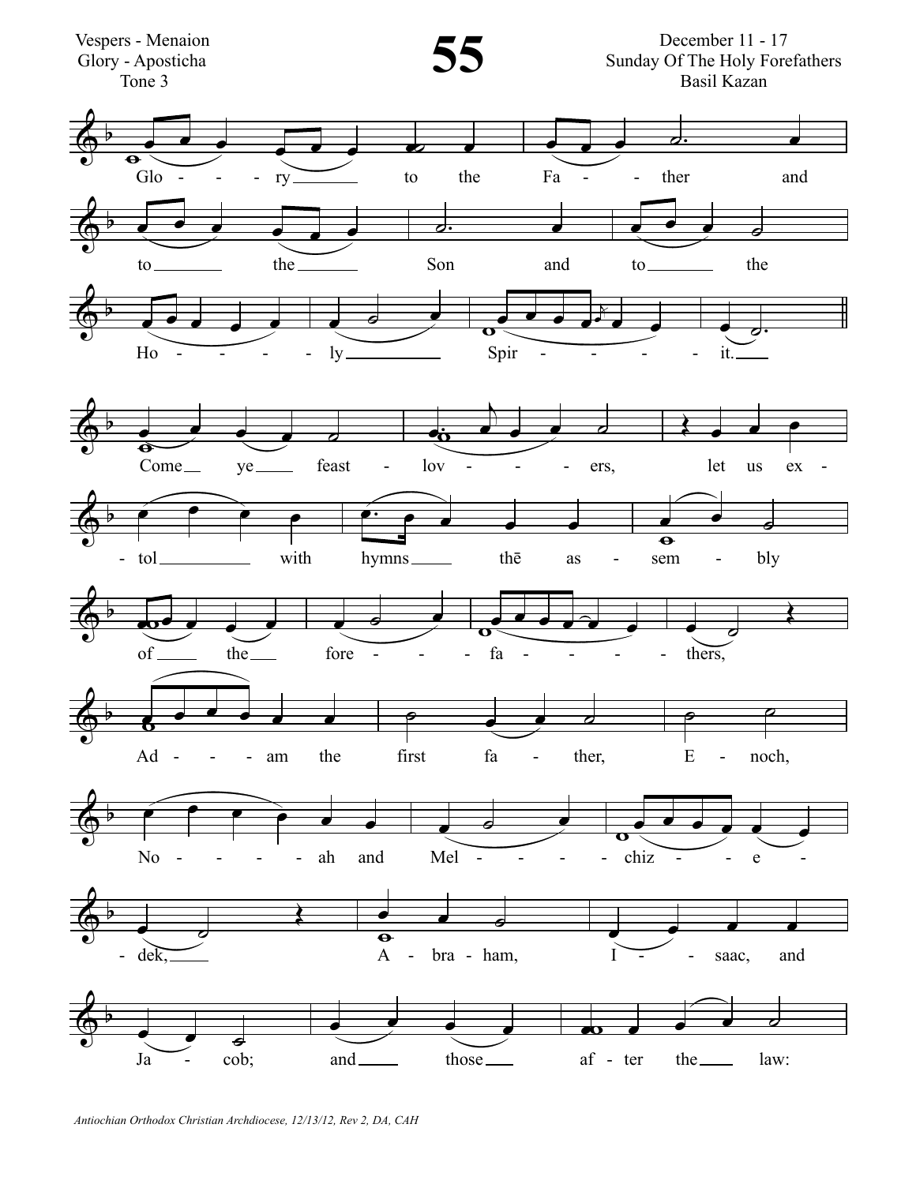Vespers - Menaion
Glory - Aposticha
Tone 3

# 55

December 11 - 17
Sunday Of The Holy Forefathers
Basil Kazan

Glo - - - ry to the Fa - - ther and to the Son and to the Ho - - - - - ly Spir - - - - - it.

Come ye feast - lov - - - - ers, let us ex - tol with hymns thē as - sem - bly of the fore - - - fa - - - - - thers,

Ad - - - - am the first fa - ther, E - noch, No - - - - - ah and Mel - - - - - chiz - - e - dek, A - bra - ham, I - - saac, and Ja - cob; and those af - ter the law:

*Antiochian Orthodox Christian Archdiocese, 12/13/12, Rev 2, DA, CAH*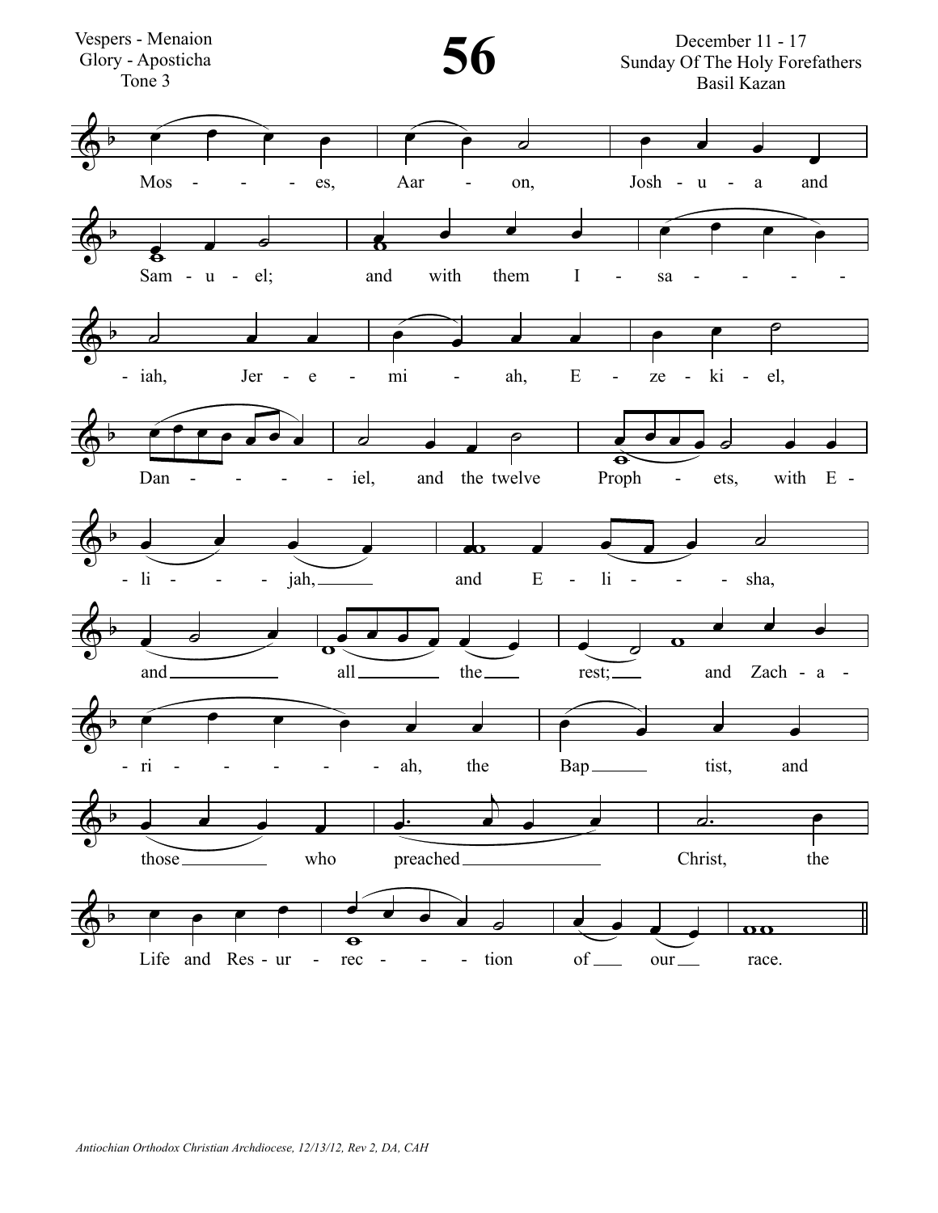Vespers - Menaion
Glory - Aposticha
Tone 3

# 56

December 11 - 17
Sunday Of The Holy Forefathers
Basil Kazan

Mos - - - es, Aar - on, Josh - u - a and

Sam - u - el; and with them I - sa - - - -

- iah, Jer - e - mi - ah, E - ze - ki - el,

Dan - - - - - iel, and the twelve Proph - ets, with E -

- li - - - jah, and E - li - - - sha,

and all the rest; and Zach - a -

- ri - - - - - - ah, the Bap tist, and

those who preached Christ, the

Life and Res - ur - rec - - - - tion of our race.

*Antiochian Orthodox Christian Archdiocese, 12/13/12, Rev 2, DA, CAH*